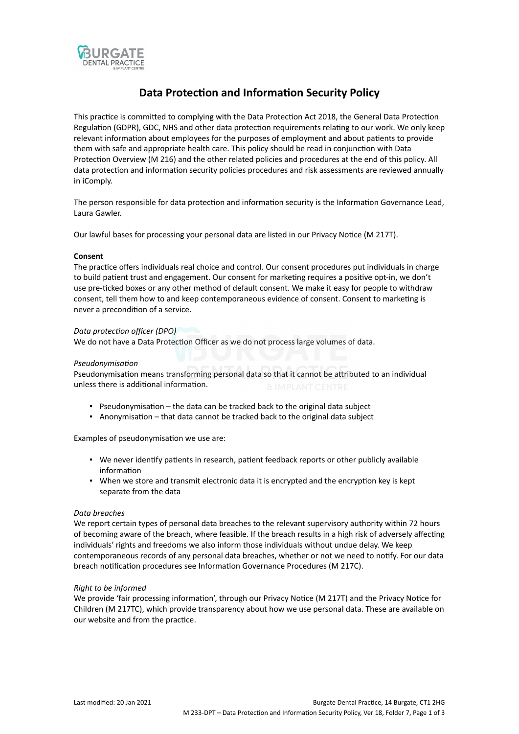# Data Protection and Information Security Policy

This practice is committed to complying with the Data Protection Act 2018, the General Data Protection Regulation (GDPR), GDC, NHS and other data protection requirements relating to our work. We only keep relevant information about employees for the purposes of employment and about patients to provide them with safe and appropriate health care. This policy should be read in conjunction with Data Protection Overview (M 216) and the other related policies and procedures at the end of this policy. All data protection and information security policies procedures and risk assessments are reviewed annually in iComply.

The person responsible for data protection and information security is the Information Governance Lead, Laura Gawler.

Our lawful bases for processing your personal data are listed in our Privacy Notice (M 217T).

**Consent**

The practice offers individuals real choice and control. Our consent procedures put individuals in charge to build patient trust and engagement. Our consent for marketing requires a positive opt-in, we don't use pre-ticked boxes or any other method of default consent. We make it easy for people to withdraw consent, tell them how to and keep contemporaneous evidence of consent. Consent to marketing is never a precondition of a service.

*Data protection officer (DPO)*

We do not have a Data Protection Officer as we do not process large volumes of data.

*Pseudonymisation*

Pseudonymisation means transforming personal data so that it cannot be attributed to an individual unless there is additional information.

- Pseudonymisation – the data can be tracked back to the original data subject
- Anonymisation – that data cannot be tracked back to the original data subject

Examples of pseudonymisation we use are:

- We never identify patients in research, patient feedback reports or other publicly available information
- When we store and transmit electronic data it is encrypted and the encryption key is kept separate from the data

*Data breaches*

We report certain types of personal data breaches to the relevant supervisory authority within 72 hours of becoming aware of the breach, where feasible. If the breach results in a high risk of adversely affecting individuals' rights and freedoms we also inform those individuals without undue delay. We keep contemporaneous records of any personal data breaches, whether or not we need to notify. For our data breach notification procedures see Information Governance Procedures (M 217C).

*Right to be informed*

We provide 'fair processing information', through our Privacy Notice (M 217T) and the Privacy Notice for Children (M 217TC), which provide transparency about how we use personal data. These are available on our website and from the practice.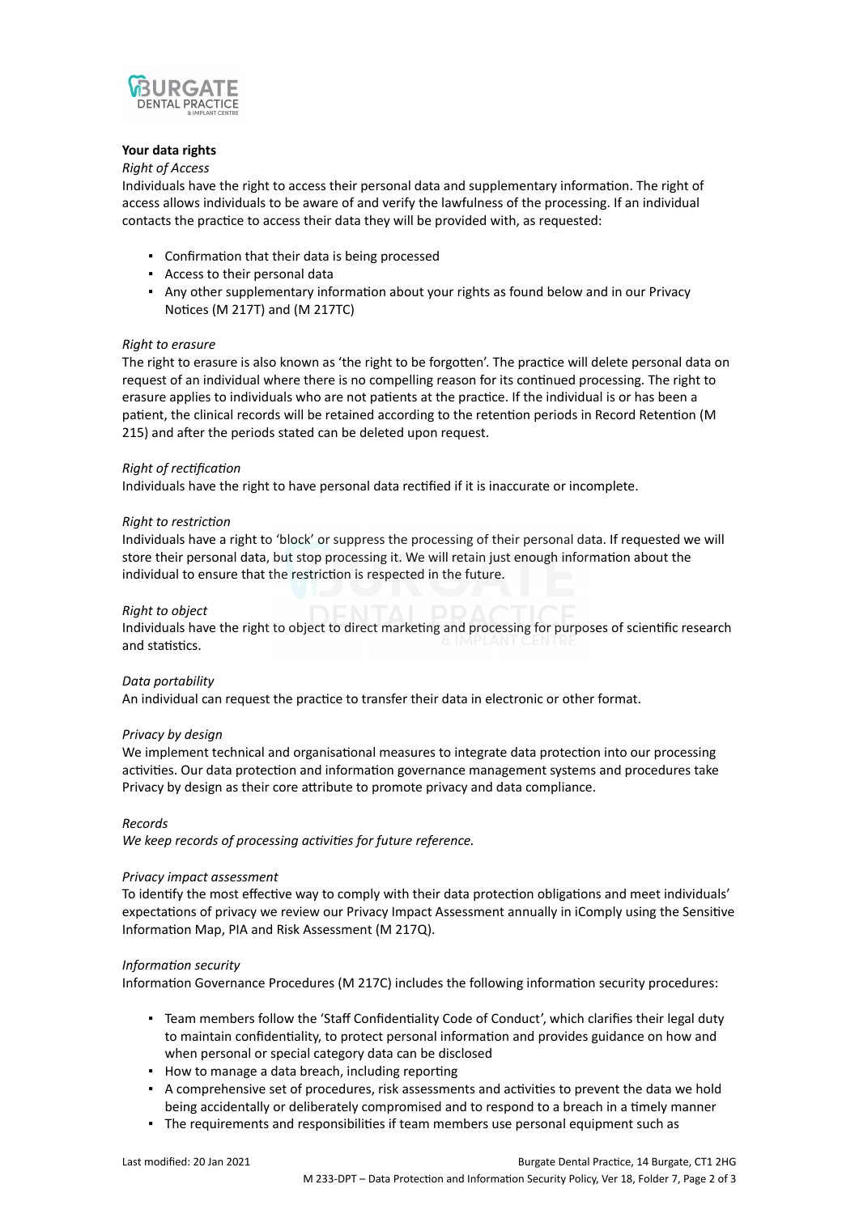**Your data rights**

*Right of Access*

Individuals have the right to access their personal data and supplementary information. The right of access allows individuals to be aware of and verify the lawfulness of the processing. If an individual contacts the practice to access their data they will be provided with, as requested:

- Confirmation that their data is being processed
- Access to their personal data
- Any other supplementary information about your rights as found below and in our Privacy Notices (M 217T) and (M 217TC)

*Right to erasure*

The right to erasure is also known as 'the right to be forgotten'. The practice will delete personal data on request of an individual where there is no compelling reason for its continued processing. The right to erasure applies to individuals who are not patients at the practice. If the individual is or has been a patient, the clinical records will be retained according to the retention periods in Record Retention (M 215) and after the periods stated can be deleted upon request.

*Right of rectification*

Individuals have the right to have personal data rectified if it is inaccurate or incomplete.

*Right to restriction*

Individuals have a right to 'block' or suppress the processing of their personal data. If requested we will store their personal data, but stop processing it. We will retain just enough information about the individual to ensure that the restriction is respected in the future.

*Right to object*

Individuals have the right to object to direct marketing and processing for purposes of scientific research and statistics.

*Data portability*

An individual can request the practice to transfer their data in electronic or other format.

*Privacy by design*

We implement technical and organisational measures to integrate data protection into our processing activities. Our data protection and information governance management systems and procedures take Privacy by design as their core attribute to promote privacy and data compliance.

*Records*

*We keep records of processing activities for future reference.*

*Privacy impact assessment*

To identify the most effective way to comply with their data protection obligations and meet individuals' expectations of privacy we review our Privacy Impact Assessment annually in iComply using the Sensitive Information Map, PIA and Risk Assessment (M 217Q).

*Information security*

Information Governance Procedures (M 217C) includes the following information security procedures:

- Team members follow the 'Staff Confidentiality Code of Conduct', which clarifies their legal duty to maintain confidentiality, to protect personal information and provides guidance on how and when personal or special category data can be disclosed
- How to manage a data breach, including reporting
- A comprehensive set of procedures, risk assessments and activities to prevent the data we hold being accidentally or deliberately compromised and to respond to a breach in a timely manner
- The requirements and responsibilities if team members use personal equipment such as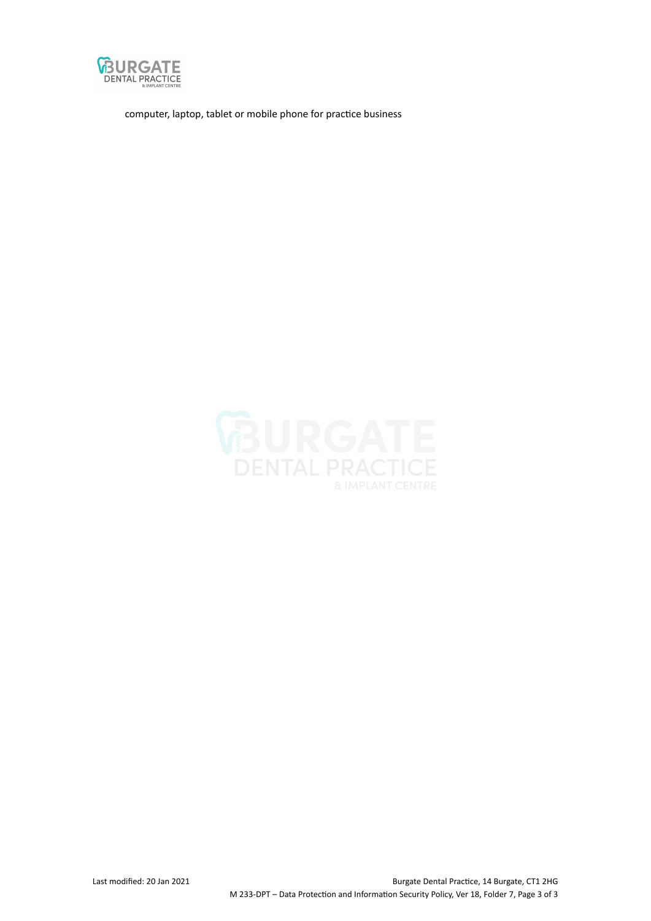computer, laptop, tablet or mobile phone for practice business